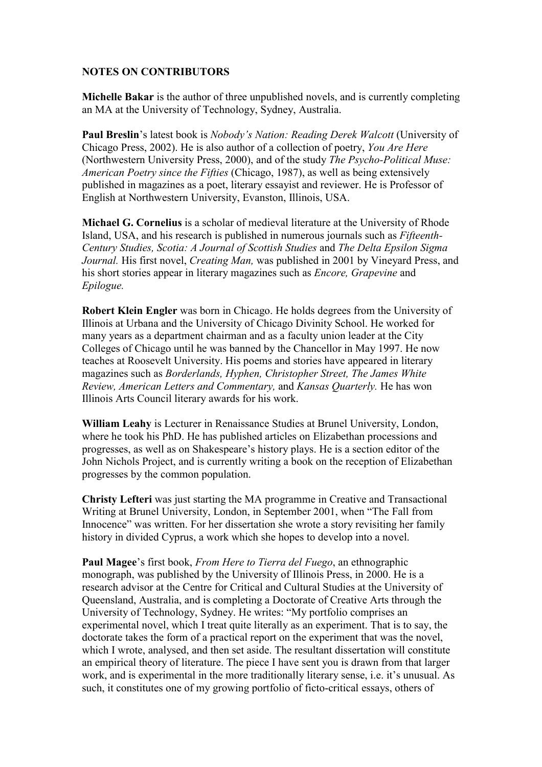## NOTES ON CONTRIBUTORS

**Michelle Bakar** is the author of three unpublished novels, and is currently completing an MA at the University of Technology, Sydney, Australia.

**Paul Breslin**'s latest book is *Nobody's Nation: Reading Derek Walcott* (University of Chicago Press, 2002). He is also author of a collection of poetry, *You Are Here* (Northwestern University Press, 2000), and of the study *The Psycho-Political Muse: American Poetry since the Fifties* (Chicago, 1987), as well as being extensively published in magazines as a poet, literary essayist and reviewer. He is Professor of English at Northwestern University, Evanston, Illinois, USA.

**Michael G. Cornelius** is a scholar of medieval literature at the University of Rhode Island, USA, and his research is published in numerous journals such as *Fifteenth-Century Studies, Scotia: A Journal of Scottish Studies* and *The Delta Epsilon Sigma Journal.* His first novel, *Creating Man,* was published in 2001 by Vineyard Press, and his short stories appear in literary magazines such as *Encore, Grapevine* and *Epilogue.*

**Robert Klein Engler** was born in Chicago. He holds degrees from the University of Illinois at Urbana and the University of Chicago Divinity School. He worked for many years as a department chairman and as a faculty union leader at the City Colleges of Chicago until he was banned by the Chancellor in May 1997. He now teaches at Roosevelt University. His poems and stories have appeared in literary magazines such as *Borderlands, Hyphen, Christopher Street, The James White Review, American Letters and Commentary,* and *Kansas Quarterly.* He has won Illinois Arts Council literary awards for his work.

**William Leahy** is Lecturer in Renaissance Studies at Brunel University, London, where he took his PhD. He has published articles on Elizabethan processions and progresses, as well as on Shakespeare's history plays. He is a section editor of the John Nichols Project, and is currently writing a book on the reception of Elizabethan progresses by the common population.

**Christy Lefteri** was just starting the MA programme in Creative and Transactional Writing at Brunel University, London, in September 2001, when "The Fall from Innocence" was written. For her dissertation she wrote a story revisiting her family history in divided Cyprus, a work which she hopes to develop into a novel.

**Paul Magee**'s first book, *From Here to Tierra del Fuego*, an ethnographic monograph, was published by the University of Illinois Press, in 2000. He is a research advisor at the Centre for Critical and Cultural Studies at the University of Queensland, Australia, and is completing a Doctorate of Creative Arts through the University of Technology, Sydney. He writes: "My portfolio comprises an experimental novel, which I treat quite literally as an experiment. That is to say, the doctorate takes the form of a practical report on the experiment that was the novel, which I wrote, analysed, and then set aside. The resultant dissertation will constitute an empirical theory of literature. The piece I have sent you is drawn from that larger work, and is experimental in the more traditionally literary sense, i.e. it's unusual. As such, it constitutes one of my growing portfolio of ficto-critical essays, others of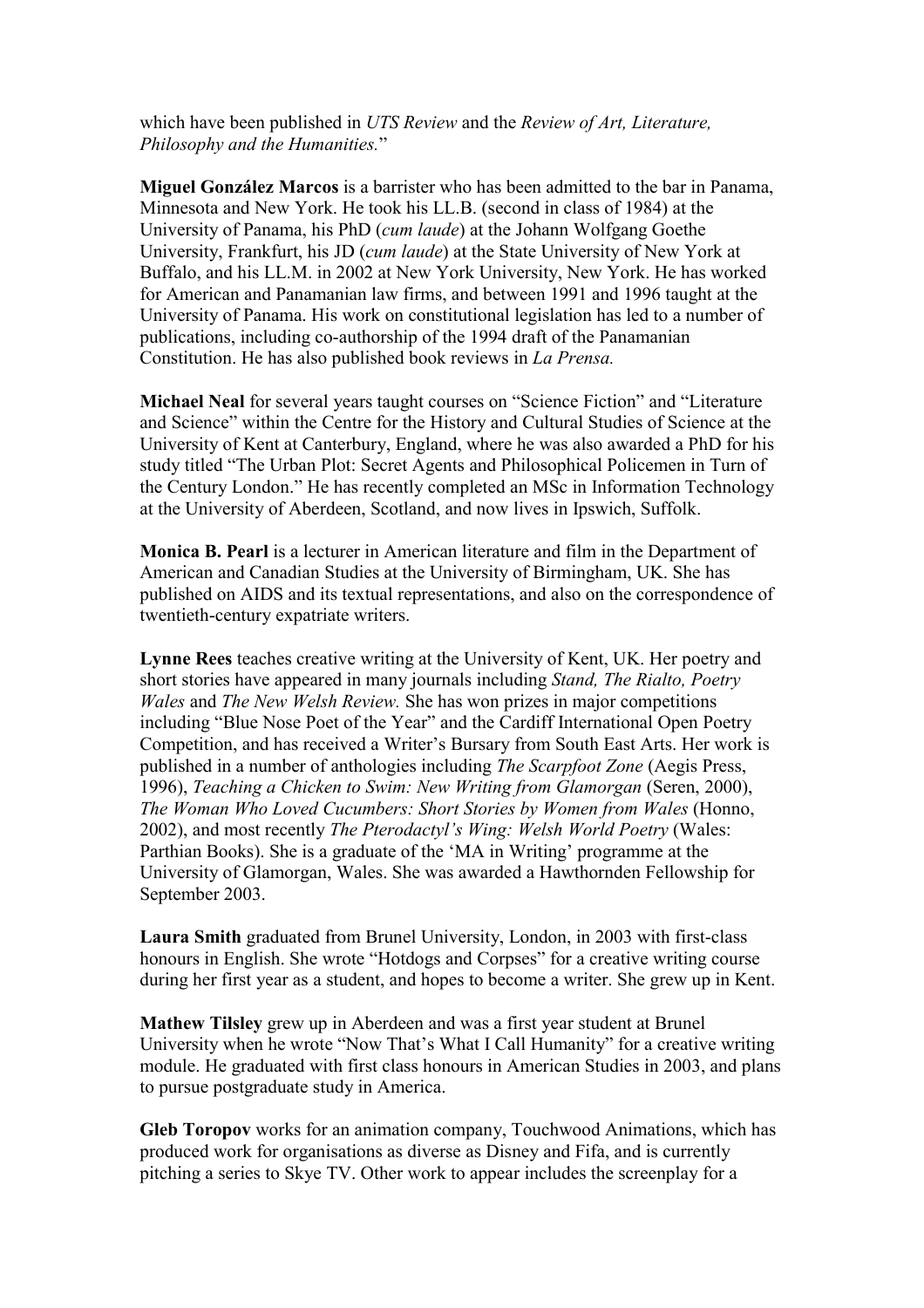which have been published in *UTS Review* and the *Review of Art, Literature, Philosophy and the Humanities.*"

**Miguel González Marcos** is a barrister who has been admitted to the bar in Panama, Minnesota and New York. He took his LL.B. (second in class of 1984) at the University of Panama, his PhD (*cum laude*) at the Johann Wolfgang Goethe University, Frankfurt, his JD (*cum laude*) at the State University of New York at Buffalo, and his LL.M. in 2002 at New York University, New York. He has worked for American and Panamanian law firms, and between 1991 and 1996 taught at the University of Panama. His work on constitutional legislation has led to a number of publications, including co-authorship of the 1994 draft of the Panamanian Constitution. He has also published book reviews in *La Prensa.*

**Michael Neal** for several years taught courses on "Science Fiction" and "Literature and Science" within the Centre for the History and Cultural Studies of Science at the University of Kent at Canterbury, England, where he was also awarded a PhD for his study titled "The Urban Plot: Secret Agents and Philosophical Policemen in Turn of the Century London." He has recently completed an MSc in Information Technology at the University of Aberdeen, Scotland, and now lives in Ipswich, Suffolk.

**Monica B. Pearl** is a lecturer in American literature and film in the Department of American and Canadian Studies at the University of Birmingham, UK. She has published on AIDS and its textual representations, and also on the correspondence of twentieth-century expatriate writers.

**Lynne Rees** teaches creative writing at the University of Kent, UK. Her poetry and short stories have appeared in many journals including *Stand, The Rialto, Poetry Wales* and *The New Welsh Review.* She has won prizes in major competitions including "Blue Nose Poet of the Year" and the Cardiff International Open Poetry Competition, and has received a Writer's Bursary from South East Arts. Her work is published in a number of anthologies including *The Scarpfoot Zone* (Aegis Press, 1996), *Teaching a Chicken to Swim: New Writing from Glamorgan* (Seren, 2000), *The Woman Who Loved Cucumbers: Short Stories by Women from Wales* (Honno, 2002), and most recently *The Pterodactyl's Wing: Welsh World Poetry* (Wales: Parthian Books). She is a graduate of the 'MA in Writing' programme at the University of Glamorgan, Wales. She was awarded a Hawthornden Fellowship for September 2003.

**Laura Smith** graduated from Brunel University, London, in 2003 with first-class honours in English. She wrote "Hotdogs and Corpses" for a creative writing course during her first year as a student, and hopes to become a writer. She grew up in Kent.

**Mathew Tilsley** grew up in Aberdeen and was a first year student at Brunel University when he wrote "Now That's What I Call Humanity" for a creative writing module. He graduated with first class honours in American Studies in 2003, and plans to pursue postgraduate study in America.

**Gleb Toropov** works for an animation company, Touchwood Animations, which has produced work for organisations as diverse as Disney and Fifa, and is currently pitching a series to Skye TV. Other work to appear includes the screenplay for a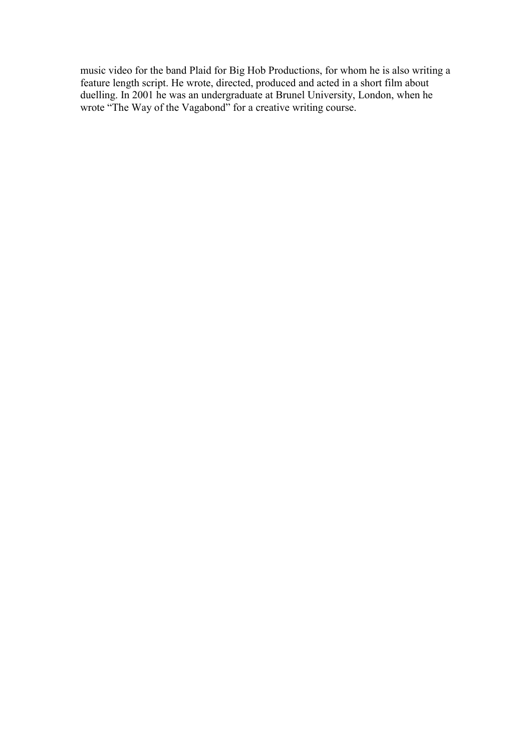music video for the band Plaid for Big Hob Productions, for whom he is also writing a feature length script. He wrote, directed, produced and acted in a short film about duelling. In 2001 he was an undergraduate at Brunel University, London, when he wrote "The Way of the Vagabond" for a creative writing course.